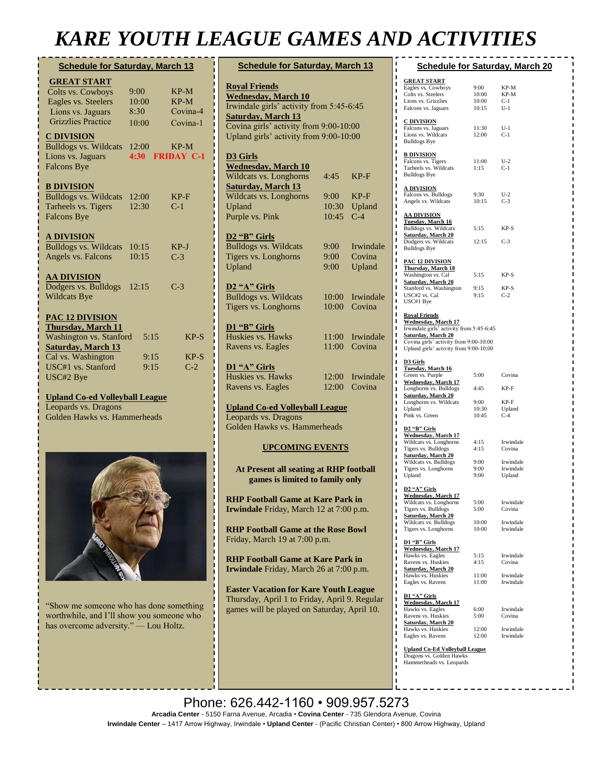# KARE YOUTH LEAGUE GAMES AND ACTIVITIES

## Schedule for Saturday, March 13

**GREAT START**

| | | |
|---|---|---|
| Colts vs. Cowboys | 9:00 | KP-M |
| Eagles vs. Steelers | 10:00 | KP-M |
| Lions vs. Jaguars | 8:30 | Covina-4 |
| Grizzlies Practice | 10:00 | Covina-1 |

**C DIVISION**

| | | |
|---|---|---|
| Bulldogs vs. Wildcats | 12:00 | KP-M |
| Lions vs. Jaguars | 4:30 | FRIDAY C-1 |
| Falcons Bye | | |

**B DIVISION**

| | | |
|---|---|---|
| Bulldogs vs. Wildcats | 12:00 | KP-F |
| Tarheels vs. Tigers | 12:30 | C-1 |
| Falcons Bye | | |

**A DIVISION**

| | | |
|---|---|---|
| Bulldogs vs. Wildcats | 10:15 | KP-J |
| Angels vs. Falcons | 10:15 | C-3 |

**AA DIVISION**

| | | |
|---|---|---|
| Dodgers vs. Bulldogs | 12:15 | C-3 |
| Wildcats Bye | | |

**PAC 12 DIVISION**

**Thursday, March 11**

| | | |
|---|---|---|
| Washington vs. Stanford | 5:15 | KP-S |

**Saturday, March 13**

| | | |
|---|---|---|
| Cal vs. Washington | 9:15 | KP-S |
| USC#1 vs. Stanford | 9:15 | C-2 |
| USC#2 Bye | | |

**Upland Co-ed Volleyball League**

Leopards vs. Dragons
Golden Hawks vs. Hammerheads

"Show me someone who has done something worthwhile, and I'll show you someone who has overcome adversity." — Lou Holtz.

## Schedule for Saturday, March 13

**Royal Friends**

**Wednesday, March 10**
Irwindale girls' activity from 5:45-6:45
**Saturday, March 13**
Covina girls' activity from 9:00-10:00
Upland girls' activity from 9:00-10:00

**D3 Girls**

**Wednesday, March 10**

| | | |
|---|---|---|
| Wildcats vs. Longhorns | 4:45 | KP-F |

**Saturday, March 13**

| | | |
|---|---|---|
| Wildcats vs. Longhorns | 9:00 | KP-F |
| Upland | 10:30 | Upland |
| Purple vs. Pink | 10:45 | C-4 |

**D2 "B" Girls**

| | | |
|---|---|---|
| Bulldogs vs. Wildcats | 9:00 | Irwindale |
| Tigers vs. Longhorns | 9:00 | Covina |
| Upland | 9:00 | Upland |

**D2 "A" Girls**

| | | |
|---|---|---|
| Bulldogs vs. Wildcats | 10:00 | Irwindale |
| Tigers vs. Longhorns | 10:00 | Covina |

**D1 "B" Girls**

| | | |
|---|---|---|
| Huskies vs. Hawks | 11:00 | Irwindale |
| Ravens vs. Eagles | 11:00 | Covina |

**D1 "A" Girls**

| | | |
|---|---|---|
| Huskies vs. Hawks | 12:00 | Irwindale |
| Ravens vs. Eagles | 12:00 | Covina |

**Upland Co-ed Volleyball League**

Leopards vs. Dragons
Golden Hawks vs. Hammerheads

### UPCOMING EVENTS

**At Present all seating at RHP football games is limited to family only**

**RHP Football Game at Kare Park in Irwindale** Friday, March 12 at 7:00 p.m.

**RHP Football Game at the Rose Bowl** Friday, March 19 at 7:00 p.m.

**RHP Football Game at Kare Park in Irwindale** Friday, March 26 at 7:00 p.m.

**Easter Vacation for Kare Youth League** Thursday, April 1 to Friday, April 9. Regular games will be played on Saturday, April 10.

## Schedule for Saturday, March 20

**GREAT START**

| | | |
|---|---|---|
| Eagles vs. Cowboys | 9:00 | KP-M |
| Colts vs. Steelers | 10:00 | KP-M |
| Lions vs. Grizzlies | 10:00 | C-1 |
| Falcons vs. Jaguars | 10:15 | U-1 |

**C DIVISION**

| | | |
|---|---|---|
| Falcons vs. Jaguars | 11:30 | U-1 |
| Lions vs. Wildcats | 12:00 | C-1 |
| Bulldogs Bye | | |

**B DIVISION**

| | | |
|---|---|---|
| Falcons vs. Tigers | 11:00 | U-2 |
| Tarheels vs. Wildcats | 1:15 | C-1 |
| Bulldogs Bye | | |

**A DIVISION**

| | | |
|---|---|---|
| Falcons vs. Bulldogs | 9:30 | U-2 |
| Angels vs. Wildcats | 10:15 | C-3 |

**AA DIVISION**

**Tuesday, March 16**

| | | |
|---|---|---|
| Bulldogs vs. Wildcats | 5:15 | KP-S |

**Saturday, March 20**

| | | |
|---|---|---|
| Dodgers vs. Wildcats | 12:15 | C-3 |
| Bulldogs Bye | | |

**PAC 12 DIVISION**

**Thursday, March 18**

| | | |
|---|---|---|
| Washington vs. Cal | 5:15 | KP-S |

**Saturday, March 20**

| | | |
|---|---|---|
| Stanford vs. Washington | 9:15 | KP-S |
| USC#2 vs. Cal | 9:15 | C-2 |
| USC#1 Bye | | |

**Royal Friends**

**Wednesday, March 17**
Irwindale girls' activity from 5:45-6:45
**Saturday, March 20**
Covina girls' activity from 9:00-10:00
Upland girls' activity from 9:00-10:00

**D3 Girls**

**Tuesday, March 16**

| | | |
|---|---|---|
| Green vs. Purple | 5:00 | Covina |

**Wednesday, March 17**

| | | |
|---|---|---|
| Longhorns vs. Bulldogs | 4:45 | KP-F |

**Saturday, March 20**

| | | |
|---|---|---|
| Longhorns vs. Wildcats | 9:00 | KP-F |
| Upland | 10:30 | Upland |
| Pink vs. Green | 10:45 | C-4 |

**D2 "B" Girls**

**Wednesday, March 17**

| | | |
|---|---|---|
| Wildcats vs. Longhorns | 4:15 | Irwindale |
| Tigers vs. Bulldogs | 4:15 | Covina |

**Saturday, March 20**

| | | |
|---|---|---|
| Wildcats vs. Bulldogs | 9:00 | Irwindale |
| Tigers vs. Longhorns | 9:00 | Irwindale |
| Upland | 9:00 | Upland |

**D2 "A" Girls**

**Wednesday, March 17**

| | | |
|---|---|---|
| Wildcats vs. Longhorns | 5:00 | Irwindale |
| Tigers vs. Bulldogs | 5:00 | Covina |

**Saturday, March 20**

| | | |
|---|---|---|
| Wildcats vs. Bulldogs | 10:00 | Irwindale |
| Tigers vs. Longhorns | 10:00 | Irwindale |

**D1 "B" Girls**

**Wednesday, March 17**

| | | |
|---|---|---|
| Hawks vs. Eagles | 5:15 | Irwindale |
| Ravens vs. Huskies | 4:15 | Covina |

**Saturday, March 20**

| | | |
|---|---|---|
| Hawks vs. Huskies | 11:00 | Irwindale |
| Eagles vs. Ravens | 11:00 | Irwindale |

**D1 "A" Girls**

**Wednesday, March 17**

| | | |
|---|---|---|
| Hawks vs. Eagles | 6:00 | Irwindale |
| Ravens vs. Huskies | 5:00 | Covina |

**Saturday, March 20**

| | | |
|---|---|---|
| Hawks vs. Huskies | 12:00 | Irwindale |
| Eagles vs. Ravens | 12:00 | Irwindale |

**Upland Co-Ed Volleyball League**

Dragons vs. Golden Hawks
Hammerheads vs. Leopards

Phone: 626.442-1160 • 909.957.5273

**Arcadia Center** - 5150 Farna Avenue, Arcadia • **Covina Center** - 735 Glendora Avenue, Covina
**Irwindale Center** – 1417 Arrow Highway, Irwindale • **Upland Center** - (Pacific Christian Center) • 800 Arrow Highway, Upland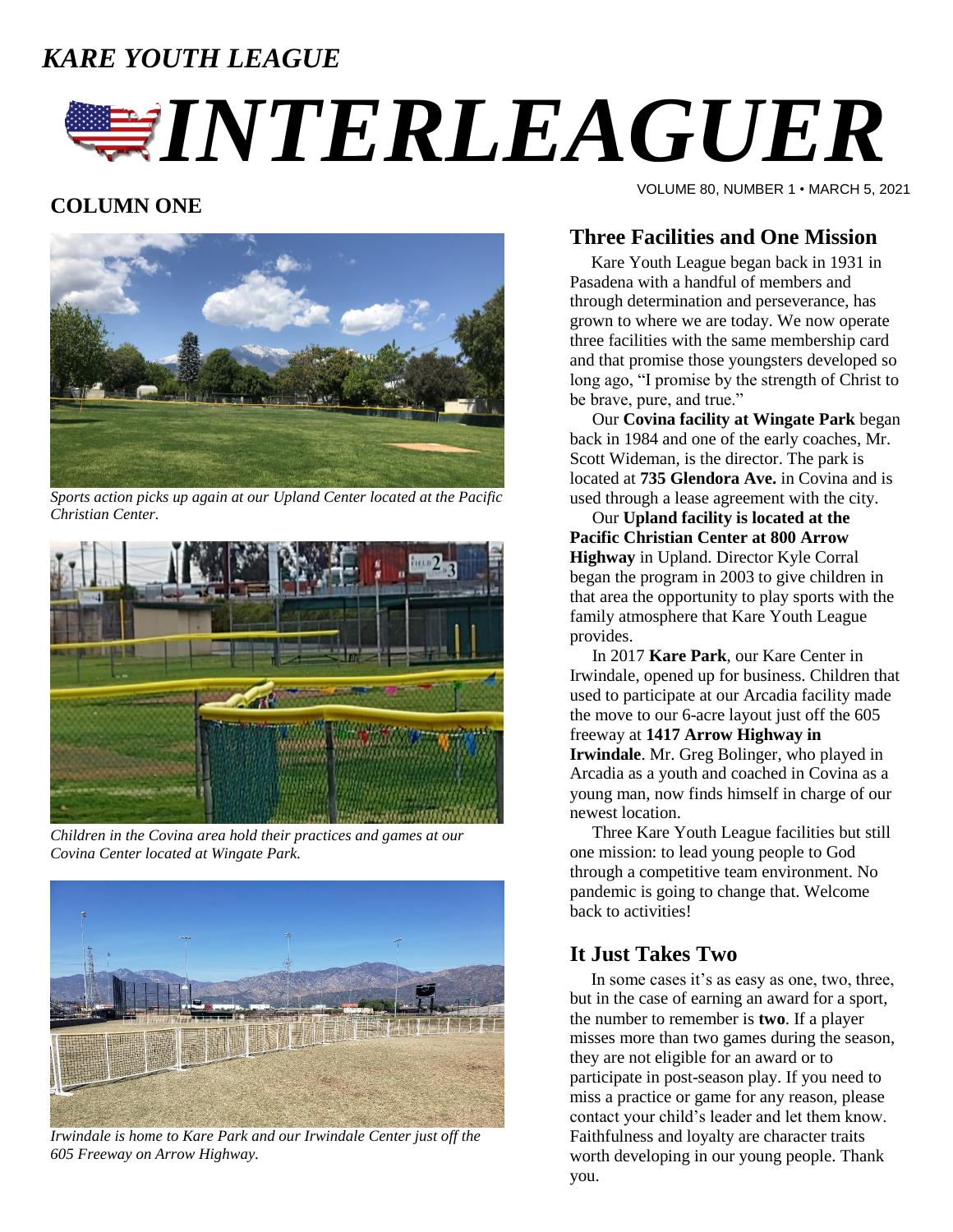# *KARE YOUTH LEAGUE*

# *INTERLEAGUER*

VOLUME 80, NUMBER 1 • MARCH 5, 2021

## COLUMN ONE

*Sports action picks up again at our Upland Center located at the Pacific Christian Center.*

*Children in the Covina area hold their practices and games at our Covina Center located at Wingate Park.*

*Irwindale is home to Kare Park and our Irwindale Center just off the 605 Freeway on Arrow Highway.*

## Three Facilities and One Mission

Kare Youth League began back in 1931 in Pasadena with a handful of members and through determination and perseverance, has grown to where we are today. We now operate three facilities with the same membership card and that promise those youngsters developed so long ago, "I promise by the strength of Christ to be brave, pure, and true."

Our **Covina facility at Wingate Park** began back in 1984 and one of the early coaches, Mr. Scott Wideman, is the director. The park is located at **735 Glendora Ave.** in Covina and is used through a lease agreement with the city.

Our **Upland facility is located at the Pacific Christian Center at 800 Arrow Highway** in Upland. Director Kyle Corral began the program in 2003 to give children in that area the opportunity to play sports with the family atmosphere that Kare Youth League provides.

In 2017 **Kare Park**, our Kare Center in Irwindale, opened up for business. Children that used to participate at our Arcadia facility made the move to our 6-acre layout just off the 605 freeway at **1417 Arrow Highway in Irwindale**. Mr. Greg Bolinger, who played in Arcadia as a youth and coached in Covina as a young man, now finds himself in charge of our newest location.

Three Kare Youth League facilities but still one mission: to lead young people to God through a competitive team environment. No pandemic is going to change that. Welcome back to activities!

## It Just Takes Two

In some cases it's as easy as one, two, three, but in the case of earning an award for a sport, the number to remember is **two**. If a player misses more than two games during the season, they are not eligible for an award or to participate in post-season play. If you need to miss a practice or game for any reason, please contact your child's leader and let them know. Faithfulness and loyalty are character traits worth developing in our young people. Thank you.